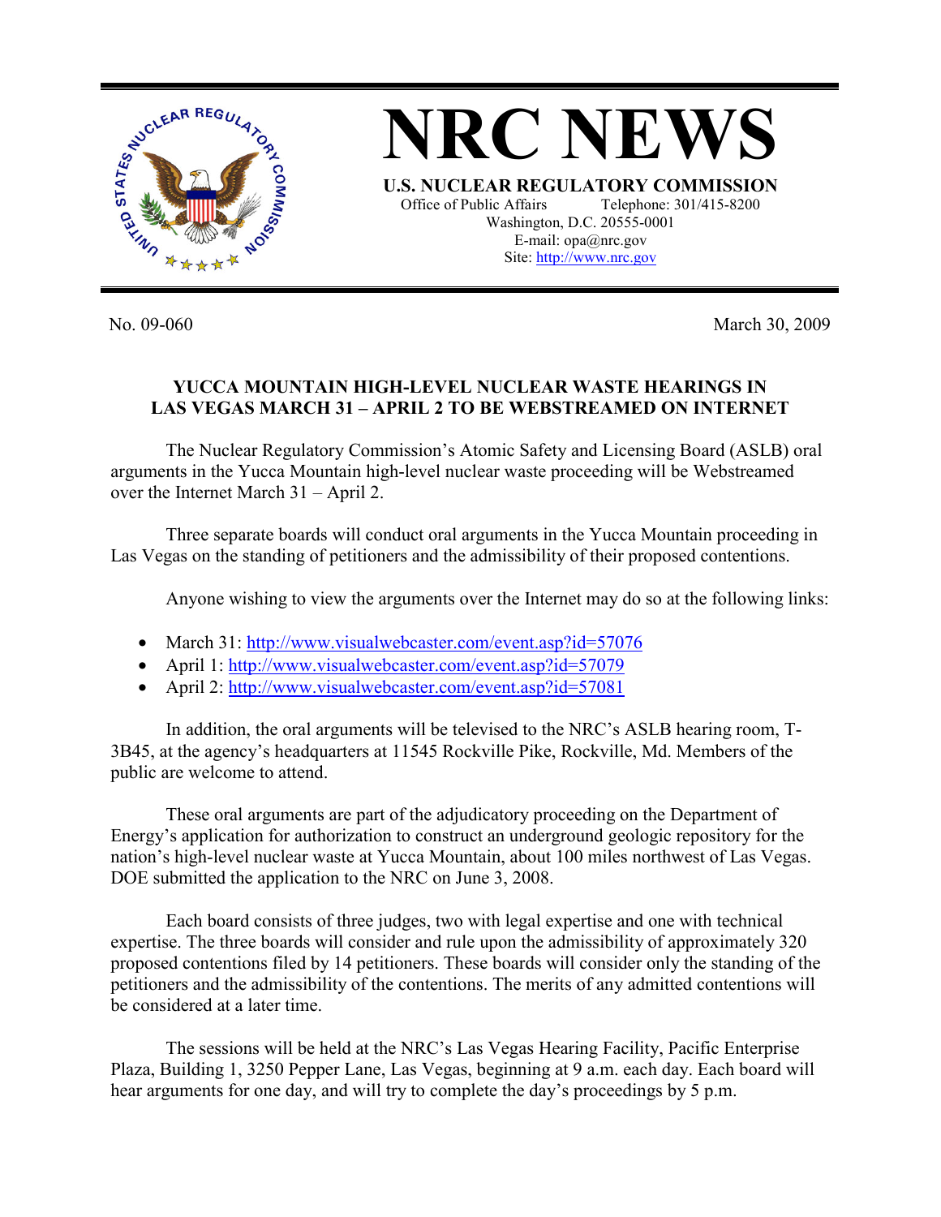# NRC NEWS

**U.S. NUCLEAR REGULATORY COMMISSION**

Office of Public Affairs Telephone: 301/415-8200
Washington, D.C. 20555-0001
E-mail: opa@nrc.gov
Site: http://www.nrc.gov

No. 09-060 March 30, 2009

## YUCCA MOUNTAIN HIGH-LEVEL NUCLEAR WASTE HEARINGS IN LAS VEGAS MARCH 31 – APRIL 2 TO BE WEBSTREAMED ON INTERNET

The Nuclear Regulatory Commission's Atomic Safety and Licensing Board (ASLB) oral arguments in the Yucca Mountain high-level nuclear waste proceeding will be Webstreamed over the Internet March 31 – April 2.

Three separate boards will conduct oral arguments in the Yucca Mountain proceeding in Las Vegas on the standing of petitioners and the admissibility of their proposed contentions.

Anyone wishing to view the arguments over the Internet may do so at the following links:

- March 31: http://www.visualwebcaster.com/event.asp?id=57076
- April 1: http://www.visualwebcaster.com/event.asp?id=57079
- April 2: http://www.visualwebcaster.com/event.asp?id=57081

In addition, the oral arguments will be televised to the NRC's ASLB hearing room, T-3B45, at the agency's headquarters at 11545 Rockville Pike, Rockville, Md. Members of the public are welcome to attend.

These oral arguments are part of the adjudicatory proceeding on the Department of Energy's application for authorization to construct an underground geologic repository for the nation's high-level nuclear waste at Yucca Mountain, about 100 miles northwest of Las Vegas. DOE submitted the application to the NRC on June 3, 2008.

Each board consists of three judges, two with legal expertise and one with technical expertise. The three boards will consider and rule upon the admissibility of approximately 320 proposed contentions filed by 14 petitioners. These boards will consider only the standing of the petitioners and the admissibility of the contentions. The merits of any admitted contentions will be considered at a later time.

The sessions will be held at the NRC's Las Vegas Hearing Facility, Pacific Enterprise Plaza, Building 1, 3250 Pepper Lane, Las Vegas, beginning at 9 a.m. each day. Each board will hear arguments for one day, and will try to complete the day's proceedings by 5 p.m.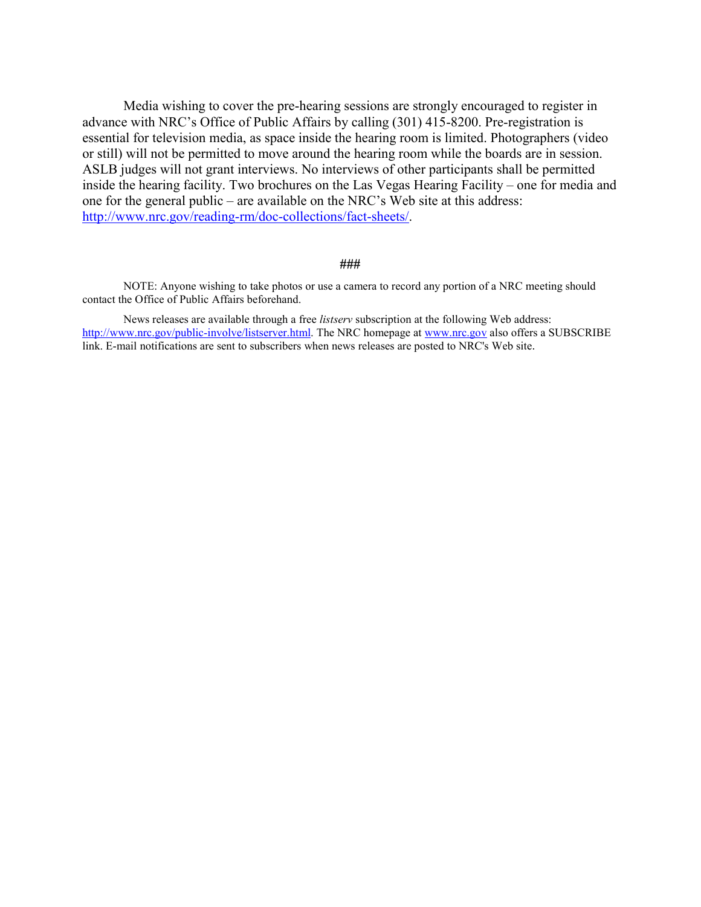Media wishing to cover the pre-hearing sessions are strongly encouraged to register in advance with NRC's Office of Public Affairs by calling (301) 415-8200. Pre-registration is essential for television media, as space inside the hearing room is limited. Photographers (video or still) will not be permitted to move around the hearing room while the boards are in session. ASLB judges will not grant interviews. No interviews of other participants shall be permitted inside the hearing facility. Two brochures on the Las Vegas Hearing Facility – one for media and one for the general public – are available on the NRC's Web site at this address: [http://www.nrc.gov/reading-rm/doc-collections/fact-sheets/](http://www.nrc.gov/reading-rm/doc-collections/fact-sheets/).

###

NOTE: Anyone wishing to take photos or use a camera to record any portion of a NRC meeting should contact the Office of Public Affairs beforehand.

News releases are available through a free *listserv* subscription at the following Web address: [http://www.nrc.gov/public-involve/listserver.html](http://www.nrc.gov/public-involve/listserver.html). The NRC homepage at [www.nrc.gov](http://www.nrc.gov) also offers a SUBSCRIBE link. E-mail notifications are sent to subscribers when news releases are posted to NRC's Web site.